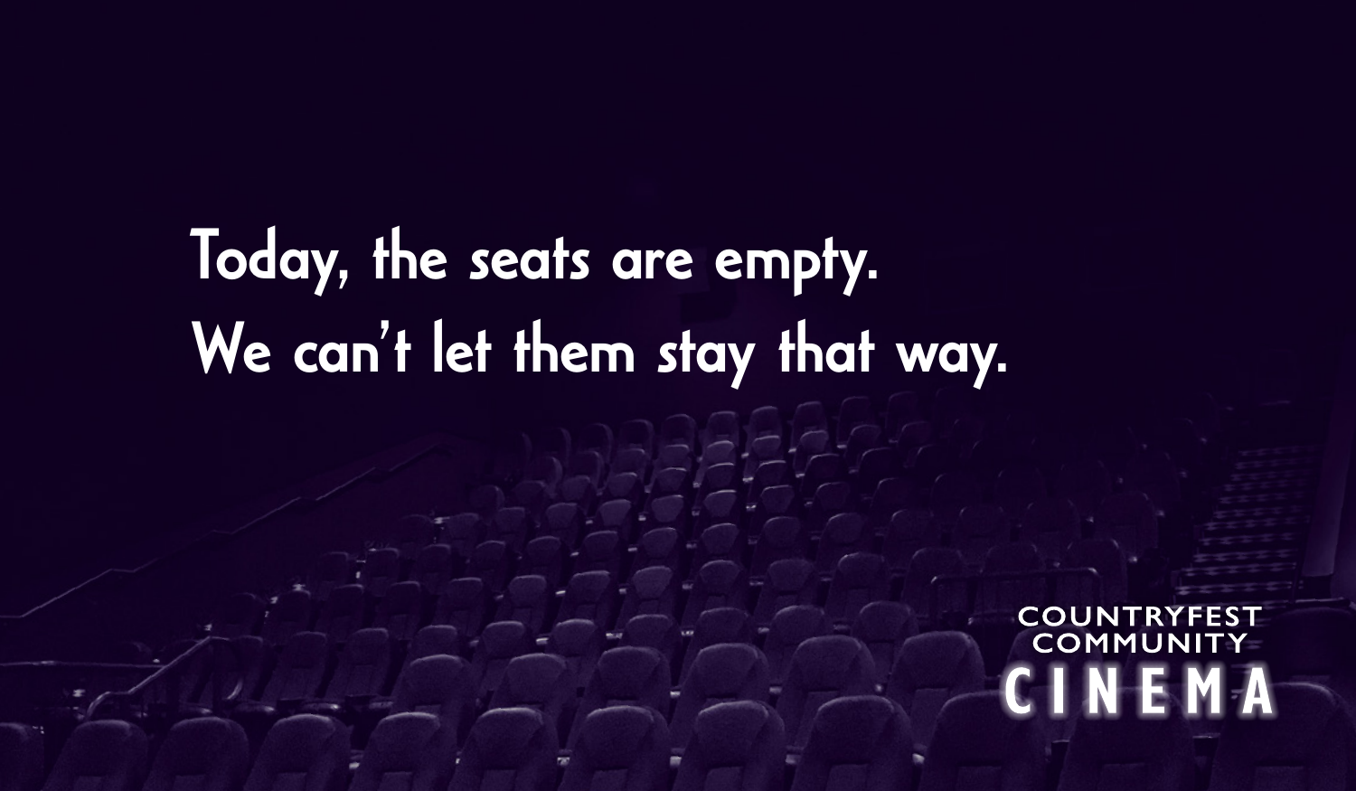Today, the seats are empty.
We can't let them stay that way.

COUNTRYFEST COMMUNITY CINEMA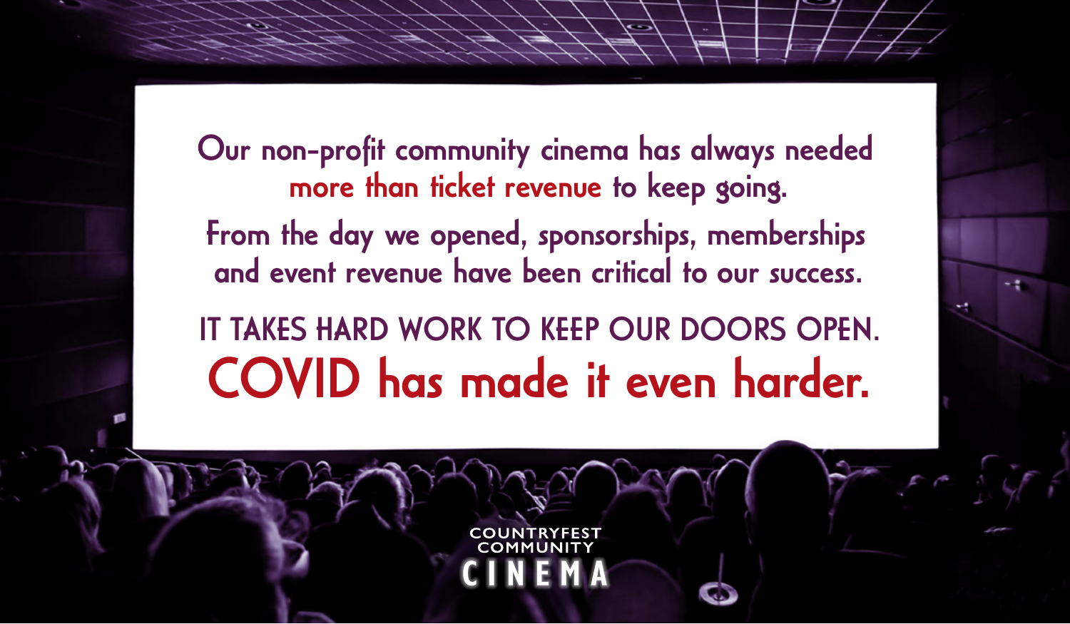Our non-profit community cinema has always needed **more than ticket revenue** to keep going.

From the day we opened, sponsorships, memberships and event revenue have been critical to our success.

IT TAKES HARD WORK TO KEEP OUR DOORS OPEN.

## COVID has made it even harder.

COUNTRYFEST COMMUNITY CINEMA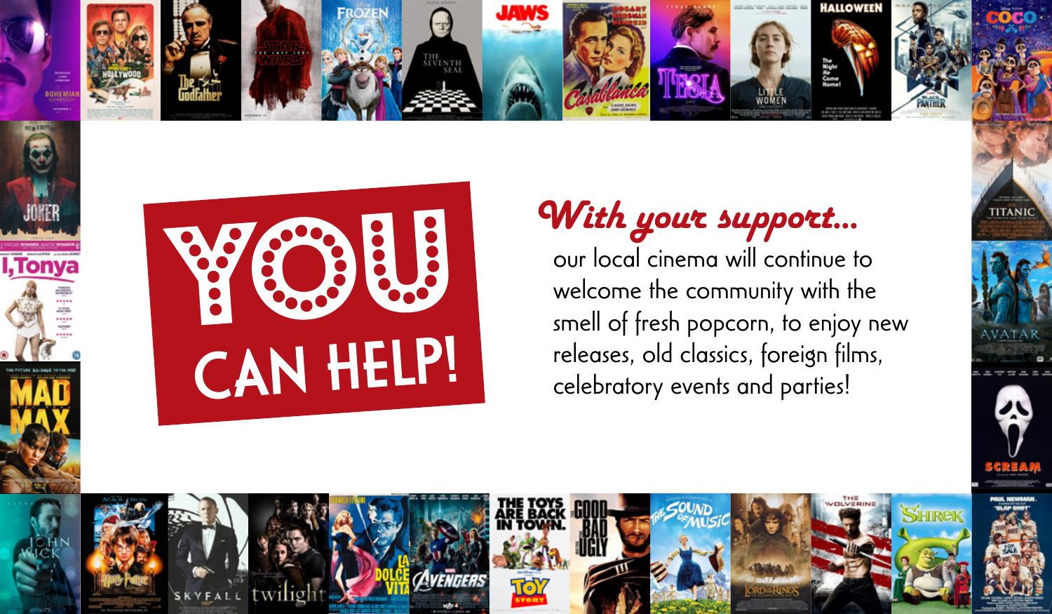# YOU CAN HELP!

*With your support...*

our local cinema will continue to welcome the community with the smell of fresh popcorn, to enjoy new releases, old classics, foreign films, celebratory events and parties!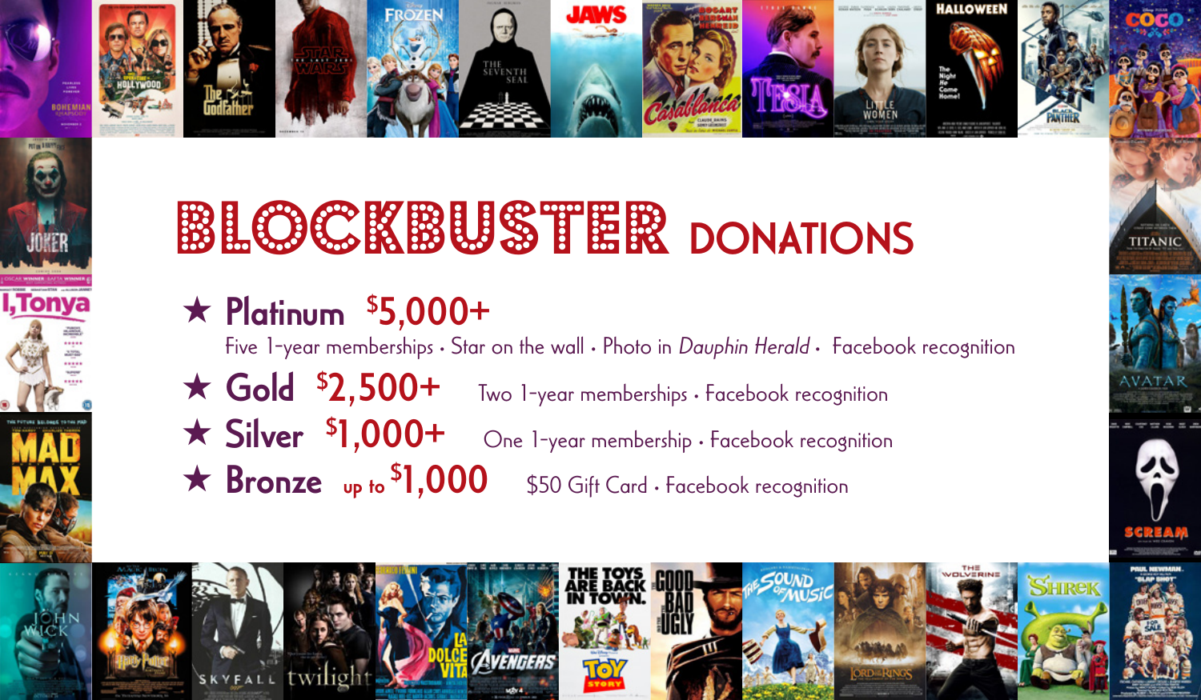# BLOCKBUSTER DONATIONS

★ **Platinum** $5,000+
Five 1-year memberships • Star on the wall • Photo in *Dauphin Herald* • Facebook recognition

★ **Gold** $2,500+
Two 1-year memberships • Facebook recognition

★ **Silver** $1,000+
One 1-year membership • Facebook recognition

★ **Bronze** up to $1,000
$50 Gift Card • Facebook recognition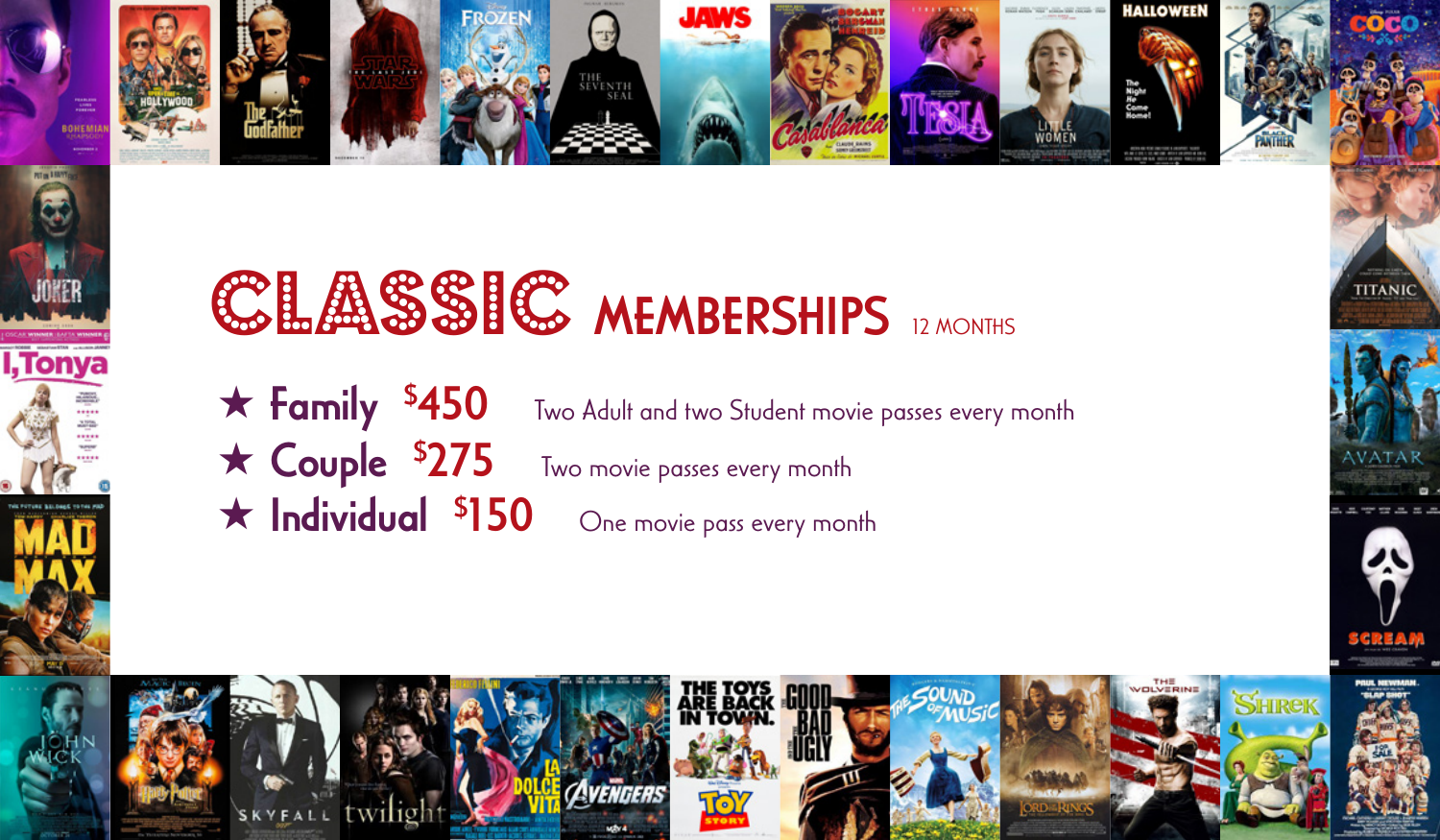# CLASSIC MEMBERSHIPS 12 MONTHS

- ★ **Family** $450 — Two Adult and two Student movie passes every month
- ★ **Couple** $275 — Two movie passes every month
- ★ **Individual** $150 — One movie pass every month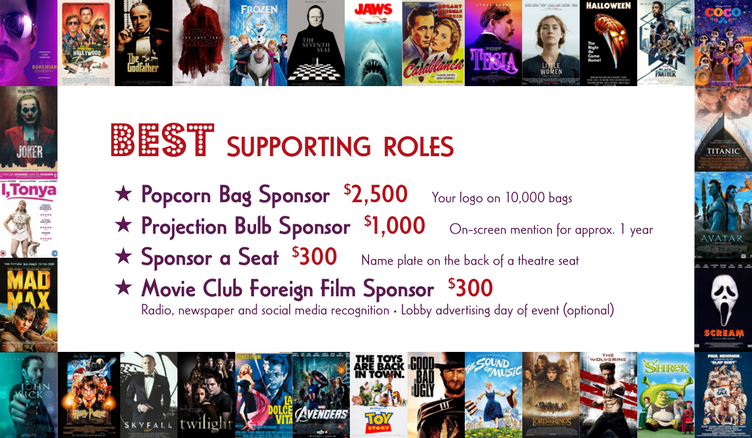# BEST SUPPORTING ROLES

★ **Popcorn Bag Sponsor** **$2,500** Your logo on 10,000 bags

★ **Projection Bulb Sponsor** **$1,000** On-screen mention for approx. 1 year

★ **Sponsor a Seat** **$300** Name plate on the back of a theatre seat

★ **Movie Club Foreign Film Sponsor** **$300**
Radio, newspaper and social media recognition • Lobby advertising day of event (optional)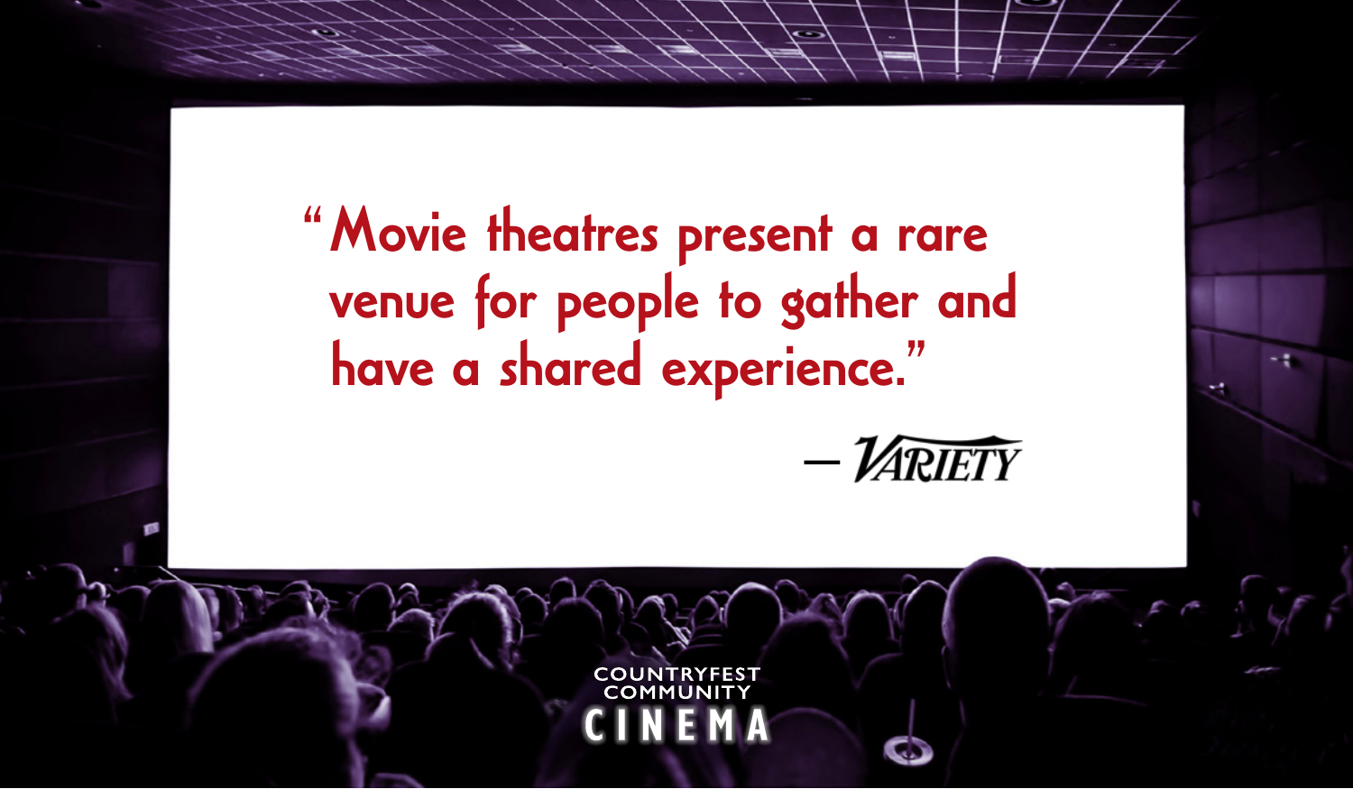"Movie theatres present a rare venue for people to gather and have a shared experience."

— VARIETY

COUNTRYFEST COMMUNITY CINEMA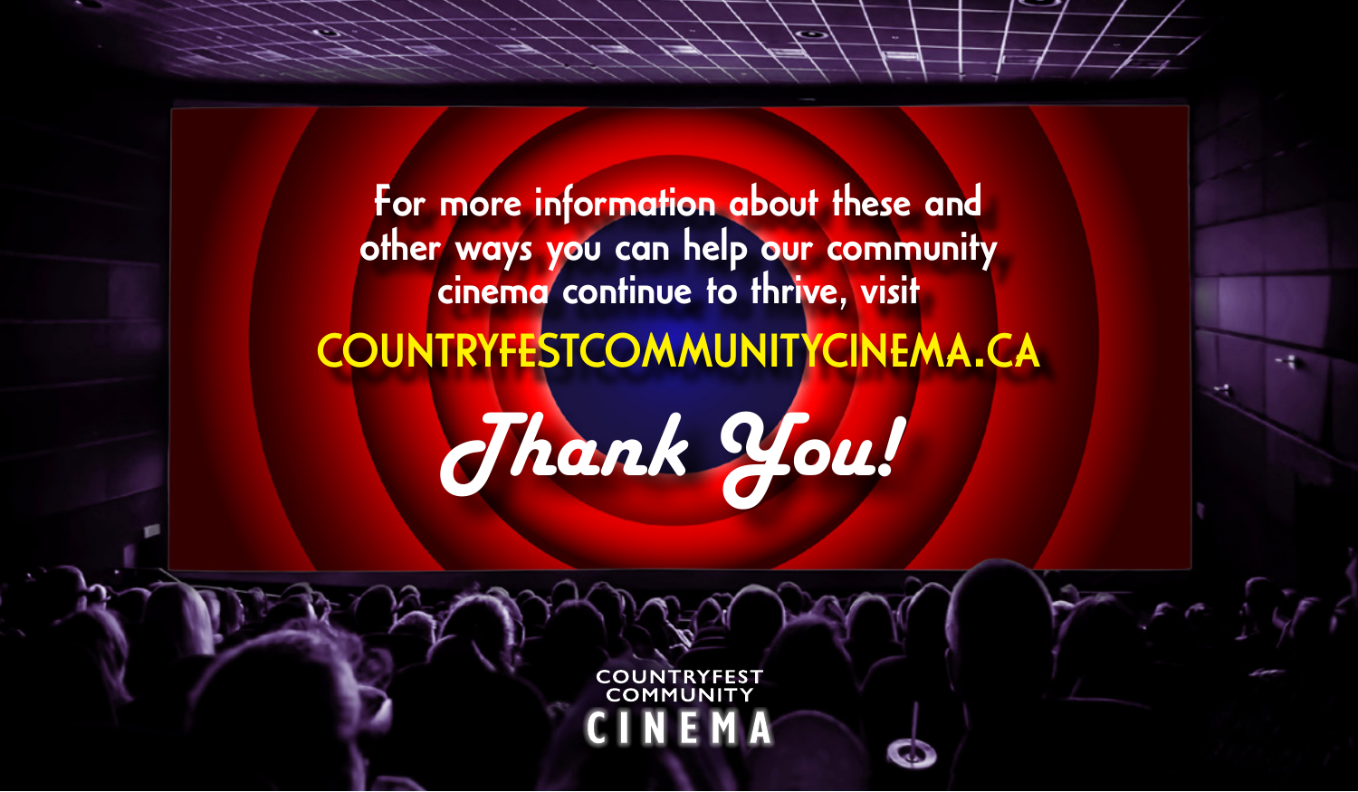For more information about these and other ways you can help our community cinema continue to thrive, visit

**COUNTRYFESTCOMMUNITYCINEMA.CA**

# *Thank You!*

COUNTRYFEST COMMUNITY CINEMA